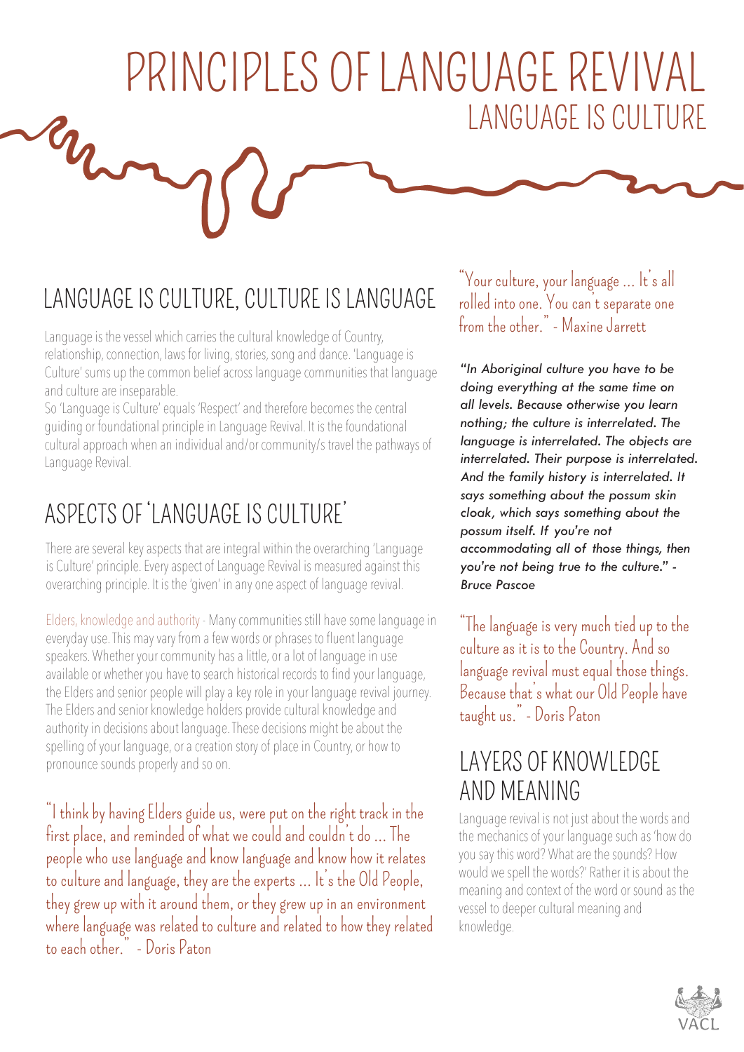# PRINCIPLES OF LANGUAGE REVIVAL

## LANGUAGE IS CULTURE

## LANGUAGE IS CULTURE, CULTURE IS LANGUAGE

Language is the vessel which carries the cultural knowledge of Country, relationship, connection, laws for living, stories, song and dance. 'Language is Culture' sums up the common belief across language communities that language and culture are inseparable.

So 'Language is Culture' equals 'Respect' and therefore becomes the central guiding or foundational principle in Language Revival. It is the foundational cultural approach when an individual and/or community/s travel the pathways of Language Revival.

## ASPECTS OF 'LANGUAGE IS CULTURE'

There are several key aspects that are integral within the overarching 'Language is Culture' principle. Every aspect of Language Revival is measured against this overarching principle. It is the 'given' in any one aspect of language revival.

Elders, knowledge and authority - Many communities still have some language in everyday use. This may vary from a few words or phrases to fluent language speakers. Whether your community has a little, or a lot of language in use available or whether you have to search historical records to find your language, the Elders and senior people will play a key role in your language revival journey. The Elders and senior knowledge holders provide cultural knowledge and authority in decisions about language. These decisions might be about the spelling of your language, or a creation story of place in Country, or how to pronounce sounds properly and so on.

"I think by having Elders guide us, were put on the right track in the first place, and reminded of what we could and couldn't do ... The people who use language and know language and know how it relates to culture and language, they are the experts ... It's the Old People, they grew up with it around them, or they grew up in an environment where language was related to culture and related to how they related to each other." - Doris Paton

"Your culture, your language ... It's all rolled into one. You can't separate one from the other." - Maxine Jarrett

*"In Aboriginal culture you have to be doing everything at the same time on all levels. Because otherwise you learn nothing; the culture is interrelated. The language is interrelated. The objects are interrelated. Their purpose is interrelated. And the family history is interrelated. It says something about the possum skin cloak, which says something about the possum itself. If you're not accommodating all of those things, then you're not being true to the culture." - Bruce Pascoe*

"The language is very much tied up to the culture as it is to the Country. And so language revival must equal those things. Because that's what our Old People have taught us." - Doris Paton

## LAYERS OF KNOWLEDGE AND MEANING

Language revival is not just about the words and the mechanics of your language such as 'how do you say this word? What are the sounds? How would we spell the words?' Rather it is about the meaning and context of the word or sound as the vessel to deeper cultural meaning and knowledge.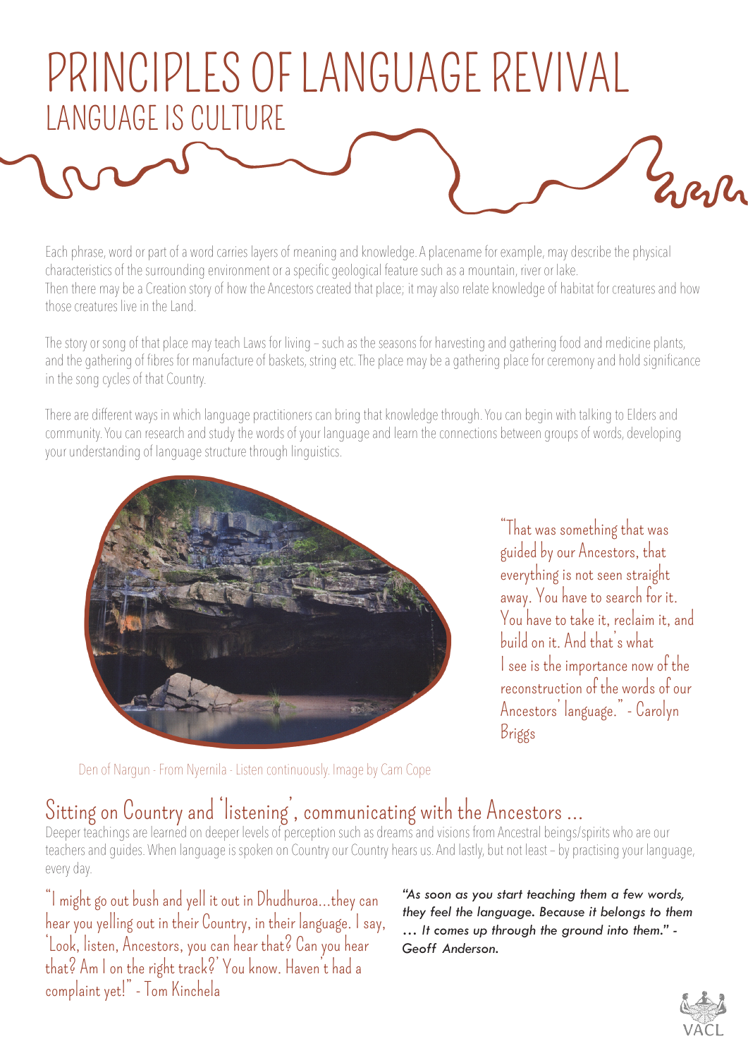# PRINCIPLES OF LANGUAGE REVIVAL

## LANGUAGE IS CULTURE

Each phrase, word or part of a word carries layers of meaning and knowledge. A placename for example, may describe the physical characteristics of the surrounding environment or a specific geological feature such as a mountain, river or lake. Then there may be a Creation story of how the Ancestors created that place; it may also relate knowledge of habitat for creatures and how those creatures live in the Land.

The story or song of that place may teach Laws for living – such as the seasons for harvesting and gathering food and medicine plants, and the gathering of fibres for manufacture of baskets, string etc. The place may be a gathering place for ceremony and hold significance in the song cycles of that Country.

There are different ways in which language practitioners can bring that knowledge through. You can begin with talking to Elders and community. You can research and study the words of your language and learn the connections between groups of words, developing your understanding of language structure through linguistics.

Den of Nargun - From Nyernila - Listen continuously. Image by Cam Cope

"That was something that was guided by our Ancestors, that everything is not seen straight away. You have to search for it. You have to take it, reclaim it, and build on it. And that's what I see is the importance now of the reconstruction of the words of our Ancestors' language." - Carolyn Briggs

## Sitting on Country and 'listening', communicating with the Ancestors ...

Deeper teachings are learned on deeper levels of perception such as dreams and visions from Ancestral beings/spirits who are our teachers and guides. When language is spoken on Country our Country hears us. And lastly, but not least – by practising your language, every day.

"I might go out bush and yell it out in Dhudhuroa...they can hear you yelling out in their Country, in their language. I say, 'Look, listen, Ancestors, you can hear that? Can you hear that? Am I on the right track?' You know. Haven't had a complaint yet!" - Tom Kinchela

*"As soon as you start teaching them a few words, they feel the language. Because it belongs to them ... It comes up through the ground into them." - Geoff Anderson.*

VACL